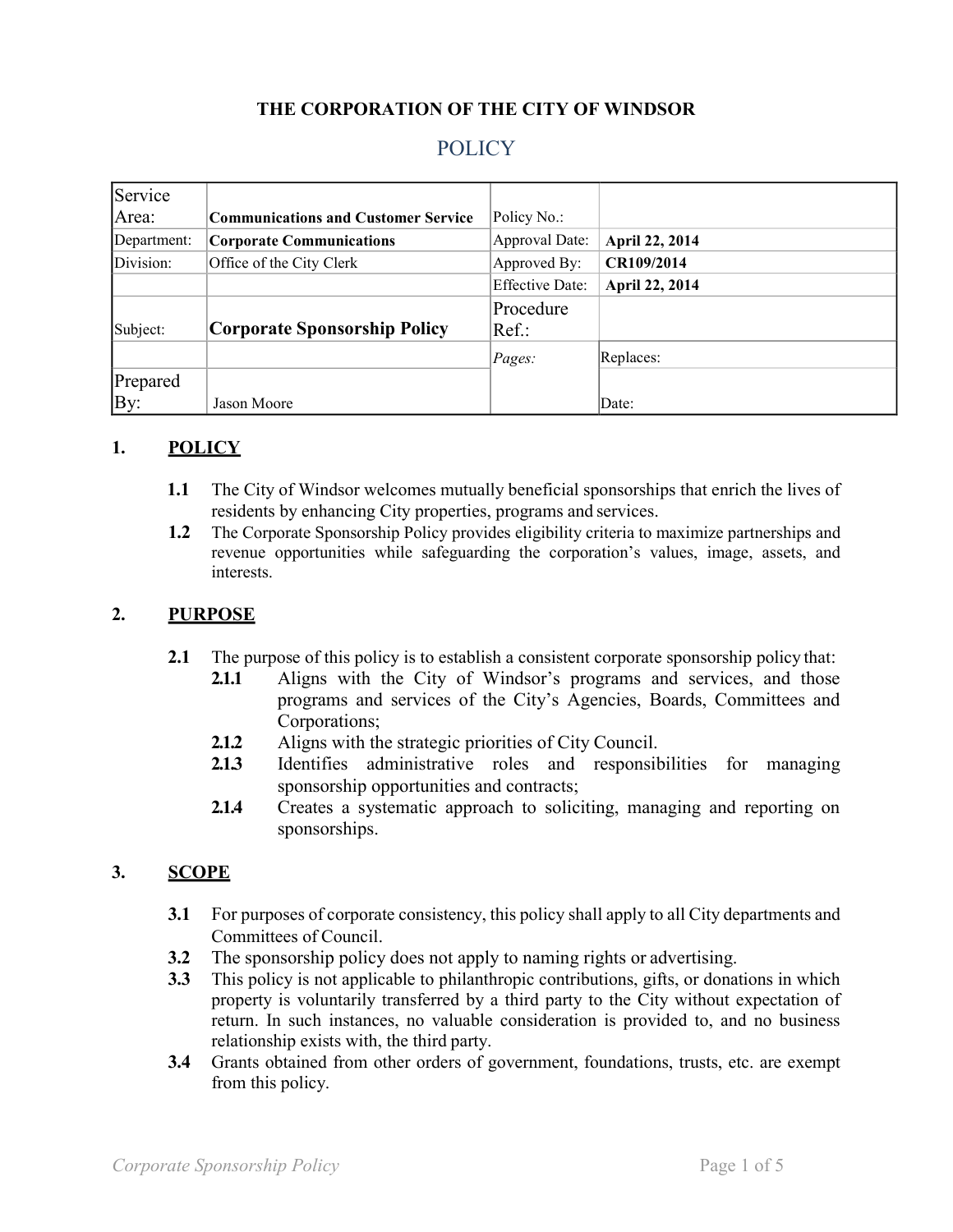**THE CORPORATION OF THE CITY OF WINDSOR**

# POLICY

| | | | |
|---|---|---|---|
| Service Area: | **Communications and Customer Service** | Policy No.: | |
| Department: | **Corporate Communications** | Approval Date: | **April 22, 2014** |
| Division: | Office of the City Clerk | Approved By: | **CR109/2014** |
| | | Effective Date: | **April 22, 2014** |
| Subject: | **Corporate Sponsorship Policy** | Procedure Ref.: | |
| | | *Pages:* | Replaces: |
| Prepared By: | Jason Moore | | Date: |

## 1. POLICY

**1.1** The City of Windsor welcomes mutually beneficial sponsorships that enrich the lives of residents by enhancing City properties, programs and services.

**1.2** The Corporate Sponsorship Policy provides eligibility criteria to maximize partnerships and revenue opportunities while safeguarding the corporation's values, image, assets, and interests.

## 2. PURPOSE

**2.1** The purpose of this policy is to establish a consistent corporate sponsorship policy that:

- **2.1.1** Aligns with the City of Windsor's programs and services, and those programs and services of the City's Agencies, Boards, Committees and Corporations;
- **2.1.2** Aligns with the strategic priorities of City Council.
- **2.1.3** Identifies administrative roles and responsibilities for managing sponsorship opportunities and contracts;
- **2.1.4** Creates a systematic approach to soliciting, managing and reporting on sponsorships.

## 3. SCOPE

**3.1** For purposes of corporate consistency, this policy shall apply to all City departments and Committees of Council.

**3.2** The sponsorship policy does not apply to naming rights or advertising.

**3.3** This policy is not applicable to philanthropic contributions, gifts, or donations in which property is voluntarily transferred by a third party to the City without expectation of return. In such instances, no valuable consideration is provided to, and no business relationship exists with, the third party.

**3.4** Grants obtained from other orders of government, foundations, trusts, etc. are exempt from this policy.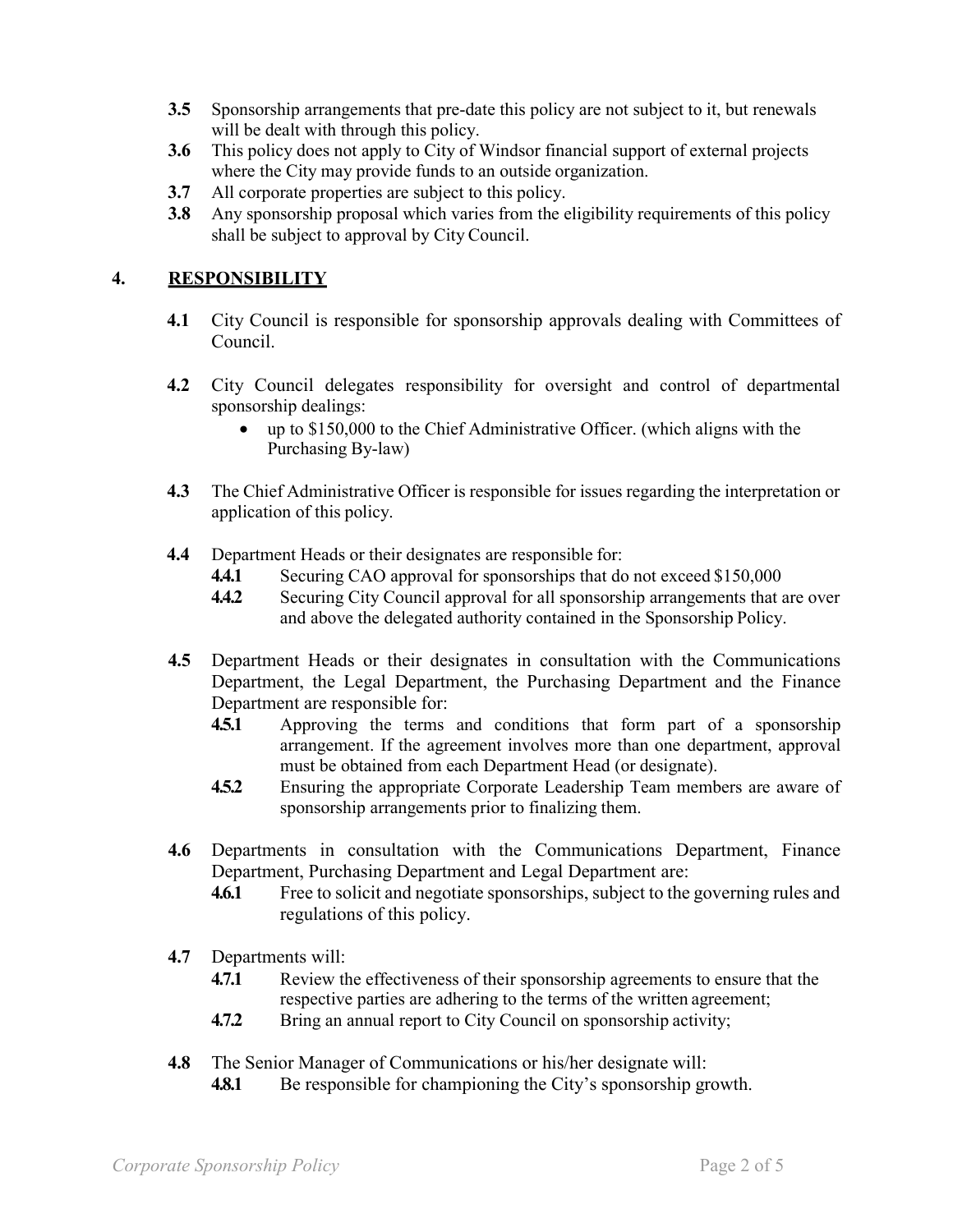**3.5** Sponsorship arrangements that pre-date this policy are not subject to it, but renewals will be dealt with through this policy.

**3.6** This policy does not apply to City of Windsor financial support of external projects where the City may provide funds to an outside organization.

**3.7** All corporate properties are subject to this policy.

**3.8** Any sponsorship proposal which varies from the eligibility requirements of this policy shall be subject to approval by City Council.

## 4. RESPONSIBILITY

**4.1** City Council is responsible for sponsorship approvals dealing with Committees of Council.

**4.2** City Council delegates responsibility for oversight and control of departmental sponsorship dealings:

- up to $150,000 to the Chief Administrative Officer. (which aligns with the Purchasing By-law)

**4.3** The Chief Administrative Officer is responsible for issues regarding the interpretation or application of this policy.

**4.4** Department Heads or their designates are responsible for:

**4.4.1** Securing CAO approval for sponsorships that do not exceed $150,000

**4.4.2** Securing City Council approval for all sponsorship arrangements that are over and above the delegated authority contained in the Sponsorship Policy.

**4.5** Department Heads or their designates in consultation with the Communications Department, the Legal Department, the Purchasing Department and the Finance Department are responsible for:

**4.5.1** Approving the terms and conditions that form part of a sponsorship arrangement. If the agreement involves more than one department, approval must be obtained from each Department Head (or designate).

**4.5.2** Ensuring the appropriate Corporate Leadership Team members are aware of sponsorship arrangements prior to finalizing them.

**4.6** Departments in consultation with the Communications Department, Finance Department, Purchasing Department and Legal Department are:

**4.6.1** Free to solicit and negotiate sponsorships, subject to the governing rules and regulations of this policy.

**4.7** Departments will:

**4.7.1** Review the effectiveness of their sponsorship agreements to ensure that the respective parties are adhering to the terms of the written agreement;

**4.7.2** Bring an annual report to City Council on sponsorship activity;

**4.8** The Senior Manager of Communications or his/her designate will:

**4.8.1** Be responsible for championing the City's sponsorship growth.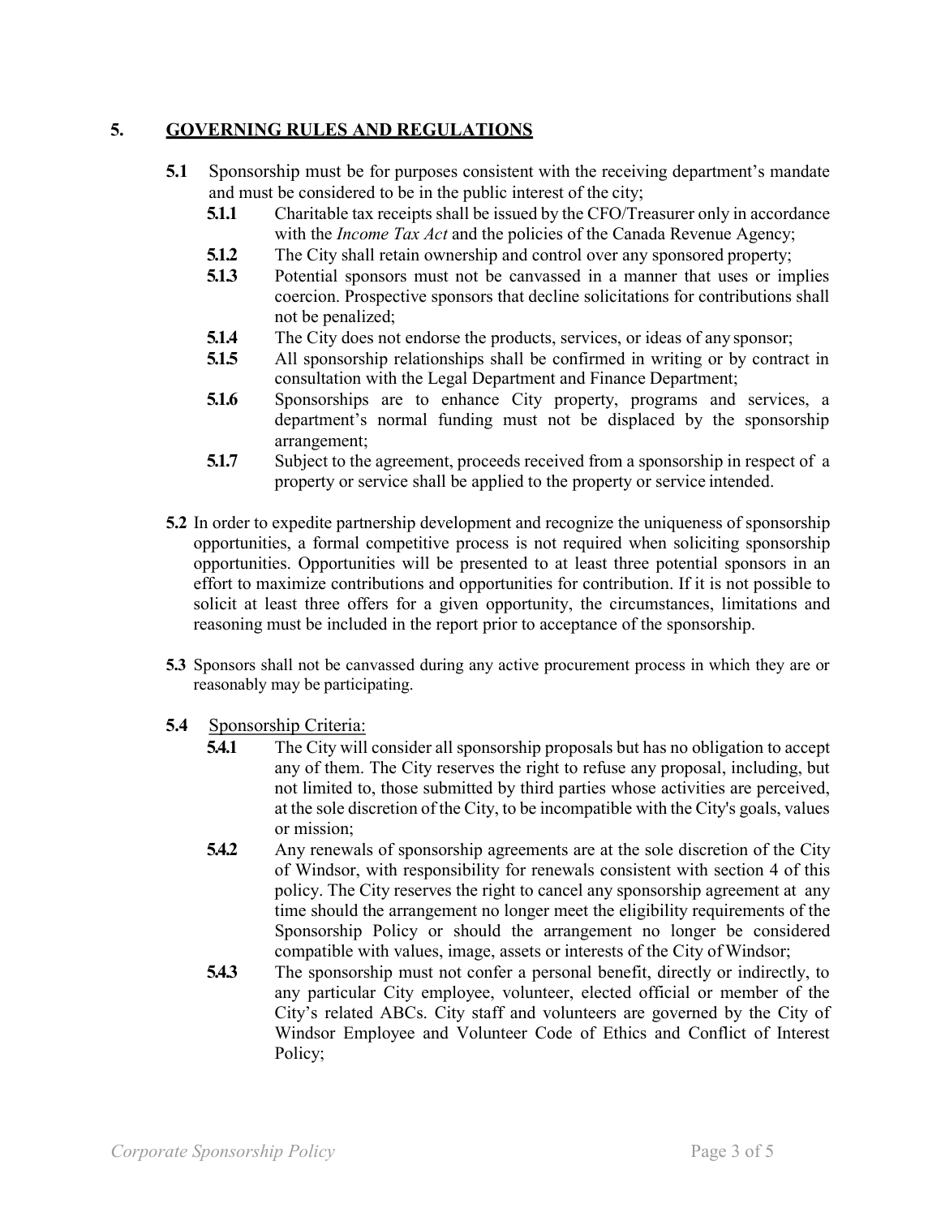## 5. GOVERNING RULES AND REGULATIONS

**5.1** Sponsorship must be for purposes consistent with the receiving department's mandate and must be considered to be in the public interest of the city;

- **5.1.1** Charitable tax receipts shall be issued by the CFO/Treasurer only in accordance with the *Income Tax Act* and the policies of the Canada Revenue Agency;
- **5.1.2** The City shall retain ownership and control over any sponsored property;
- **5.1.3** Potential sponsors must not be canvassed in a manner that uses or implies coercion. Prospective sponsors that decline solicitations for contributions shall not be penalized;
- **5.1.4** The City does not endorse the products, services, or ideas of any sponsor;
- **5.1.5** All sponsorship relationships shall be confirmed in writing or by contract in consultation with the Legal Department and Finance Department;
- **5.1.6** Sponsorships are to enhance City property, programs and services, a department's normal funding must not be displaced by the sponsorship arrangement;
- **5.1.7** Subject to the agreement, proceeds received from a sponsorship in respect of a property or service shall be applied to the property or service intended.

**5.2** In order to expedite partnership development and recognize the uniqueness of sponsorship opportunities, a formal competitive process is not required when soliciting sponsorship opportunities. Opportunities will be presented to at least three potential sponsors in an effort to maximize contributions and opportunities for contribution. If it is not possible to solicit at least three offers for a given opportunity, the circumstances, limitations and reasoning must be included in the report prior to acceptance of the sponsorship.

**5.3** Sponsors shall not be canvassed during any active procurement process in which they are or reasonably may be participating.

**5.4** Sponsorship Criteria:

- **5.4.1** The City will consider all sponsorship proposals but has no obligation to accept any of them. The City reserves the right to refuse any proposal, including, but not limited to, those submitted by third parties whose activities are perceived, at the sole discretion of the City, to be incompatible with the City's goals, values or mission;
- **5.4.2** Any renewals of sponsorship agreements are at the sole discretion of the City of Windsor, with responsibility for renewals consistent with section 4 of this policy. The City reserves the right to cancel any sponsorship agreement at any time should the arrangement no longer meet the eligibility requirements of the Sponsorship Policy or should the arrangement no longer be considered compatible with values, image, assets or interests of the City of Windsor;
- **5.4.3** The sponsorship must not confer a personal benefit, directly or indirectly, to any particular City employee, volunteer, elected official or member of the City's related ABCs. City staff and volunteers are governed by the City of Windsor Employee and Volunteer Code of Ethics and Conflict of Interest Policy;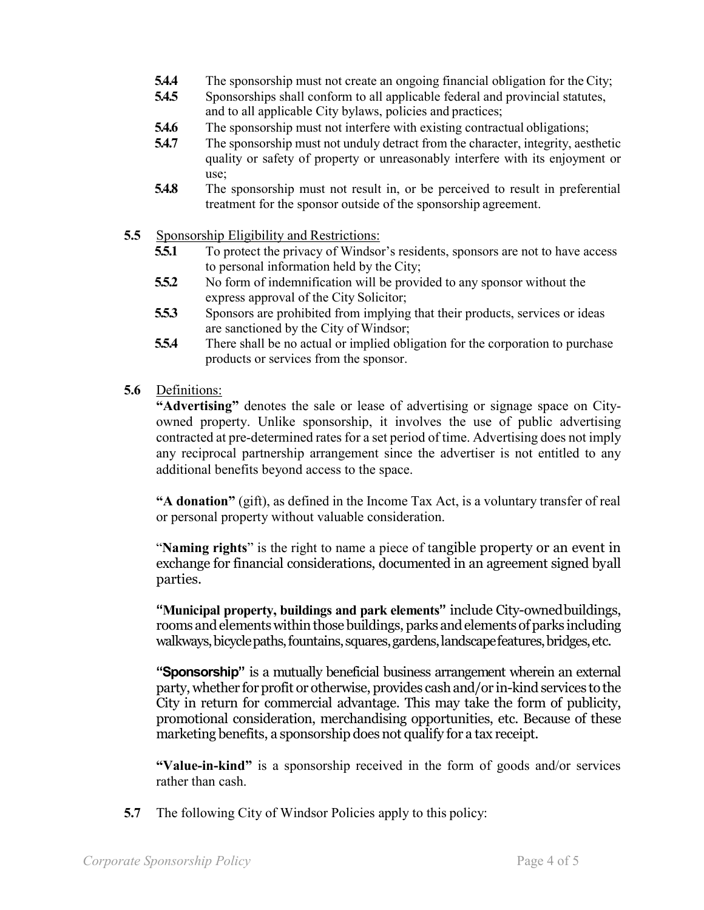- **5.4.4** The sponsorship must not create an ongoing financial obligation for the City;
- **5.4.5** Sponsorships shall conform to all applicable federal and provincial statutes, and to all applicable City bylaws, policies and practices;
- **5.4.6** The sponsorship must not interfere with existing contractual obligations;
- **5.4.7** The sponsorship must not unduly detract from the character, integrity, aesthetic quality or safety of property or unreasonably interfere with its enjoyment or use;
- **5.4.8** The sponsorship must not result in, or be perceived to result in preferential treatment for the sponsor outside of the sponsorship agreement.

**5.5** Sponsorship Eligibility and Restrictions:

- **5.5.1** To protect the privacy of Windsor's residents, sponsors are not to have access to personal information held by the City;
- **5.5.2** No form of indemnification will be provided to any sponsor without the express approval of the City Solicitor;
- **5.5.3** Sponsors are prohibited from implying that their products, services or ideas are sanctioned by the City of Windsor;
- **5.5.4** There shall be no actual or implied obligation for the corporation to purchase products or services from the sponsor.

**5.6** Definitions:

**"Advertising"** denotes the sale or lease of advertising or signage space on City-owned property. Unlike sponsorship, it involves the use of public advertising contracted at pre-determined rates for a set period of time. Advertising does not imply any reciprocal partnership arrangement since the advertiser is not entitled to any additional benefits beyond access to the space.

**"A donation"** (gift), as defined in the Income Tax Act, is a voluntary transfer of real or personal property without valuable consideration.

"**Naming rights**" is the right to name a piece of tangible property or an event in exchange for financial considerations, documented in an agreement signed byall parties.

**"Municipal property, buildings and park elements"** include City-ownedbuildings, rooms and elements within those buildings, parks and elements of parks including walkways, bicycle paths, fountains, squares, gardens, landscape features, bridges, etc.

**"Sponsorship"** is a mutually beneficial business arrangement wherein an external party, whether for profit or otherwise, provides cash and/or in-kind services to the City in return for commercial advantage. This may take the form of publicity, promotional consideration, merchandising opportunities, etc. Because of these marketing benefits, a sponsorship does not qualify for a tax receipt.

**"Value-in-kind"** is a sponsorship received in the form of goods and/or services rather than cash.

**5.7** The following City of Windsor Policies apply to this policy: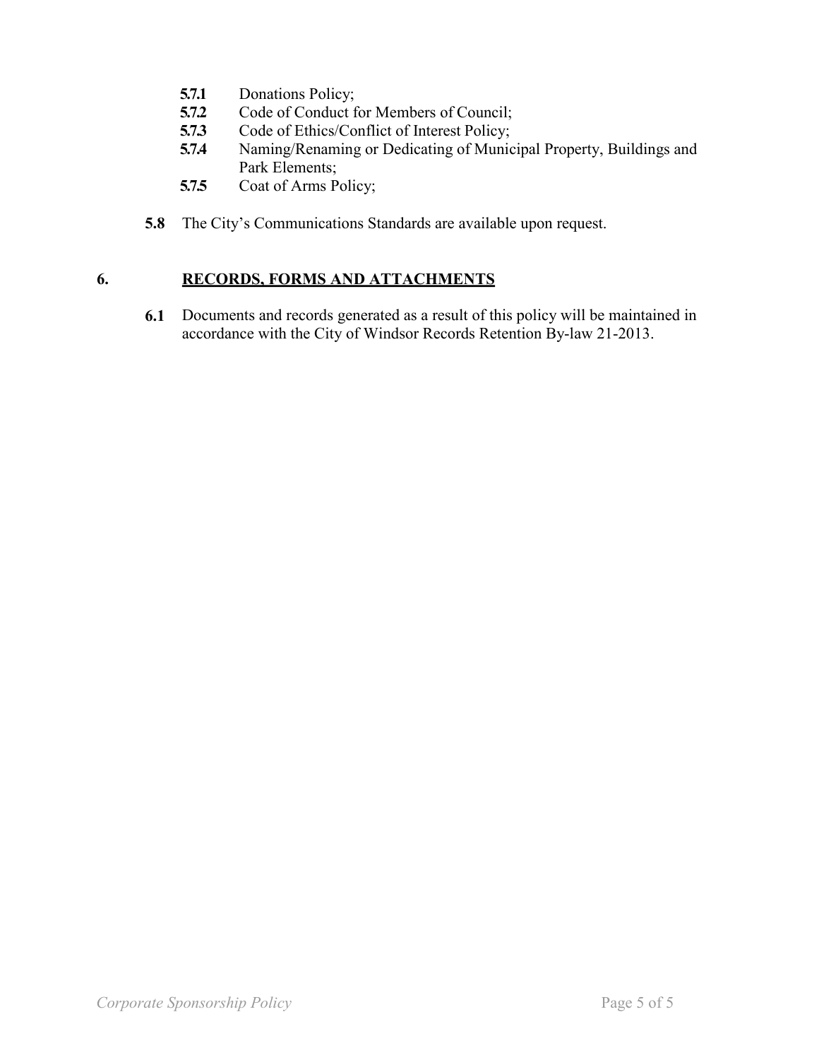**5.7.1** Donations Policy;
**5.7.2** Code of Conduct for Members of Council;
**5.7.3** Code of Ethics/Conflict of Interest Policy;
**5.7.4** Naming/Renaming or Dedicating of Municipal Property, Buildings and Park Elements;
**5.7.5** Coat of Arms Policy;

**5.8** The City's Communications Standards are available upon request.

## 6. RECORDS, FORMS AND ATTACHMENTS

**6.1** Documents and records generated as a result of this policy will be maintained in accordance with the City of Windsor Records Retention By-law 21-2013.